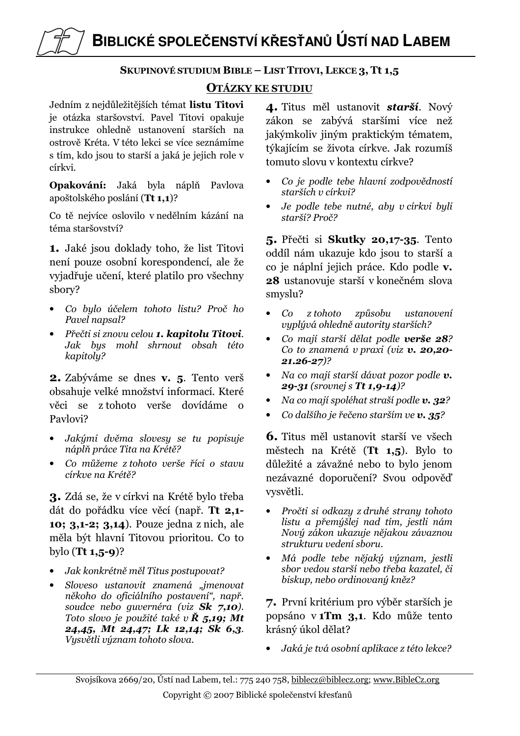# BIBLICKÉ SPOLEČENSTVÍ KŘESŤANŮ ÚSTÍ NAD LABEM

**SKUPINOVÉ STUDIUM BIBLE – LIST TITOVI, LEKCE 3, Tt 1,5**

## OTÁZKY KE STUDIU

Jedním z nejdůležitějších témat **listu Titovi** je otázka staršovství. Pavel Titovi opakuje instrukce ohledně ustanovení starších na ostrově Kréta. V této lekci se více seznámíme s tím, kdo jsou to starší a jaká je jejich role v církvi.

**Opakování:** Jaká byla náplň Pavlova apoštolského poslání (**Tt 1,1**)?

Co tě nejvíce oslovilo v nedělním kázání na téma staršovství?

**1.** Jaké jsou doklady toho, že list Titovi není pouze osobní korespondencí, ale že vyjadřuje učení, které platilo pro všechny sbory?

- *Co bylo účelem tohoto listu? Proč ho Pavel napsal?*
- *Přečti si znovu celou **1. kapitolu Titovi**. Jak bys mohl shrnout obsah této kapitoly?*

**2.** Zabýváme se dnes **v. 5**. Tento verš obsahuje velké množství informací. Které věci se z tohoto verše dovídáme o Pavlovi?

- *Jakými dvěma slovesy se tu popisuje náplň práce Tita na Krétě?*
- *Co můžeme z tohoto verše říci o stavu církve na Krétě?*

**3.** Zdá se, že v církvi na Krétě bylo třeba dát do pořádku více věcí (např. **Tt 2,1-10; 3,1-2; 3,14**). Pouze jedna z nich, ale měla být hlavní Titovou prioritou. Co to bylo (**Tt 1,5-9**)?

- *Jak konkrétně měl Titus postupovat?*
- *Sloveso ustanovit znamená „jmenovat někoho do oficiálního postavení", např. soudce nebo guvernéra (viz **Sk 7,10**). Toto slovo je použité také v **Ř 5,19; Mt 24,45, Mt 24,47; Lk 12,14; Sk 6,3**. Vysvětli význam tohoto slova.*

**4.** Titus měl ustanovit ***starší***. Nový zákon se zabývá staršími více než jakýmkoliv jiným praktickým tématem, týkajícím se života církve. Jak rozumíš tomuto slovu v kontextu církve?

- *Co je podle tebe hlavní zodpovědností starších v církvi?*
- *Je podle tebe nutné, aby v církvi byli starší? Proč?*

**5.** Přečti si **Skutky 20,17-35**. Tento oddíl nám ukazuje kdo jsou to starší a co je náplní jejich práce. Kdo podle **v. 28** ustanovuje starší v konečném slova smyslu?

- *Co z tohoto způsobu ustanovení vyplývá ohledně autority starších?*
- *Co mají starší dělat podle **verše 28**? Co to znamená v praxi (viz **v. 20,20-21.26-27**)?*
- *Na co mají starší dávat pozor podle **v. 29-31** (srovnej s **Tt 1,9-14**)?*
- *Na co mají spoléhat straší podle **v. 32**?*
- *Co dalšího je řečeno starším ve **v. 35**?*

**6.** Titus měl ustanovit starší ve všech městech na Krétě (**Tt 1,5**). Bylo to důležité a závazné nebo to bylo jenom nezávazné doporučení? Svou odpověď vysvětli.

- *Pročti si odkazy z druhé strany tohoto listu a přemýšlej nad tím, jestli nám Nový zákon ukazuje nějakou závaznou strukturu vedení sboru.*
- *Má podle tebe nějaký význam, jestli sbor vedou starší nebo třeba kazatel, či biskup, nebo ordinovaný kněz?*

**7.** První kritérium pro výběr starších je popsáno v **1Tm 3,1**. Kdo může tento krásný úkol dělat?

- *Jaká je tvá osobní aplikace z této lekce?*

Svojsíkova 2669/20, Ústí nad Labem, tel.: 775 240 758, biblecz@biblecz.org; www.BibleCz.org

Copyright © 2007 Biblické společenství křesťanů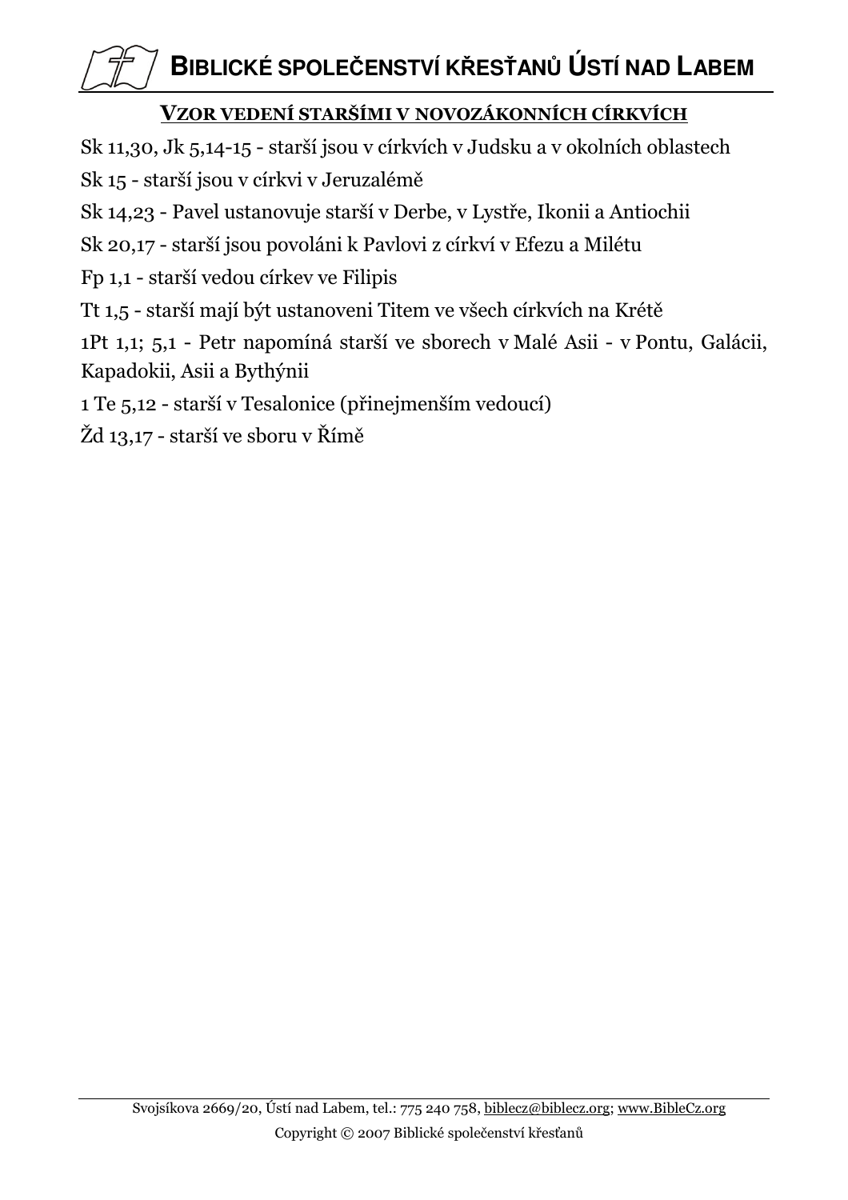## VZOR VEDENÍ STARŠÍMI V NOVOZÁKONNÍCH CÍRKVÍCH

Sk 11,30, Jk 5,14-15 - starší jsou v církvích v Judsku a v okolních oblastech

Sk 15 - starší jsou v církvi v Jeruzalémě

Sk 14,23 - Pavel ustanovuje starší v Derbe, v Lystře, Ikonii a Antiochii

Sk 20,17 - starší jsou povoláni k Pavlovi z církví v Efezu a Milétu

Fp 1,1 - starší vedou církev ve Filipis

Tt 1,5 - starší mají být ustanoveni Titem ve všech církvích na Krétě

1Pt 1,1; 5,1 - Petr napomíná starší ve sborech v Malé Asii - v Pontu, Galácii, Kapadokii, Asii a Bythýnii

1 Te 5,12 - starší v Tesalonice (přinejmenším vedoucí)

Žd 13,17 - starší ve sboru v Římě